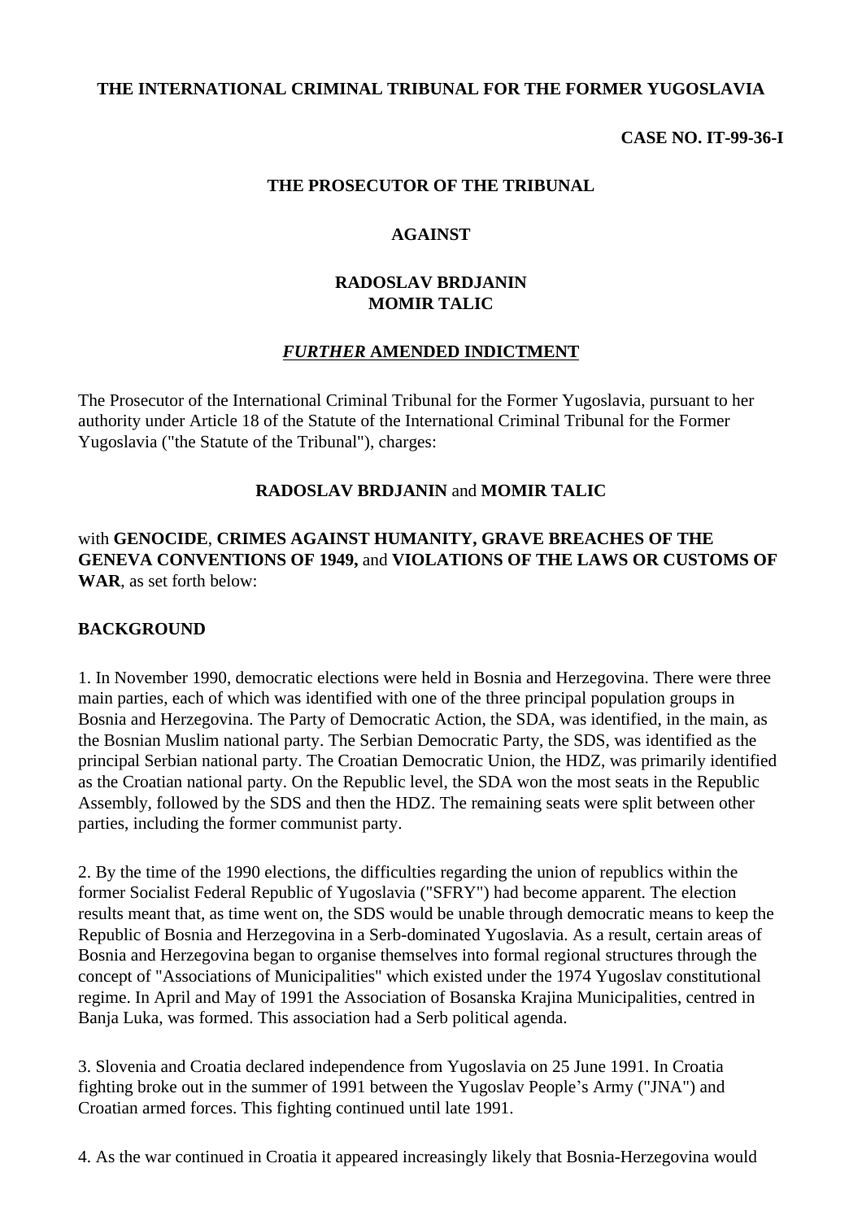**THE INTERNATIONAL CRIMINAL TRIBUNAL FOR THE FORMER YUGOSLAVIA**

**CASE NO. IT-99-36-I**

**THE PROSECUTOR OF THE TRIBUNAL**

**AGAINST**

**RADOSLAV BRDJANIN**
**MOMIR TALIC**

***FURTHER* AMENDED INDICTMENT**

The Prosecutor of the International Criminal Tribunal for the Former Yugoslavia, pursuant to her authority under Article 18 of the Statute of the International Criminal Tribunal for the Former Yugoslavia ("the Statute of the Tribunal"), charges:

**RADOSLAV BRDJANIN** and **MOMIR TALIC**

with **GENOCIDE**, **CRIMES AGAINST HUMANITY, GRAVE BREACHES OF THE GENEVA CONVENTIONS OF 1949,** and **VIOLATIONS OF THE LAWS OR CUSTOMS OF WAR**, as set forth below:

**BACKGROUND**

1. In November 1990, democratic elections were held in Bosnia and Herzegovina. There were three main parties, each of which was identified with one of the three principal population groups in Bosnia and Herzegovina. The Party of Democratic Action, the SDA, was identified, in the main, as the Bosnian Muslim national party. The Serbian Democratic Party, the SDS, was identified as the principal Serbian national party. The Croatian Democratic Union, the HDZ, was primarily identified as the Croatian national party. On the Republic level, the SDA won the most seats in the Republic Assembly, followed by the SDS and then the HDZ. The remaining seats were split between other parties, including the former communist party.

2. By the time of the 1990 elections, the difficulties regarding the union of republics within the former Socialist Federal Republic of Yugoslavia ("SFRY") had become apparent. The election results meant that, as time went on, the SDS would be unable through democratic means to keep the Republic of Bosnia and Herzegovina in a Serb-dominated Yugoslavia. As a result, certain areas of Bosnia and Herzegovina began to organise themselves into formal regional structures through the concept of "Associations of Municipalities" which existed under the 1974 Yugoslav constitutional regime. In April and May of 1991 the Association of Bosanska Krajina Municipalities, centred in Banja Luka, was formed. This association had a Serb political agenda.

3. Slovenia and Croatia declared independence from Yugoslavia on 25 June 1991. In Croatia fighting broke out in the summer of 1991 between the Yugoslav People's Army ("JNA") and Croatian armed forces. This fighting continued until late 1991.

4. As the war continued in Croatia it appeared increasingly likely that Bosnia-Herzegovina would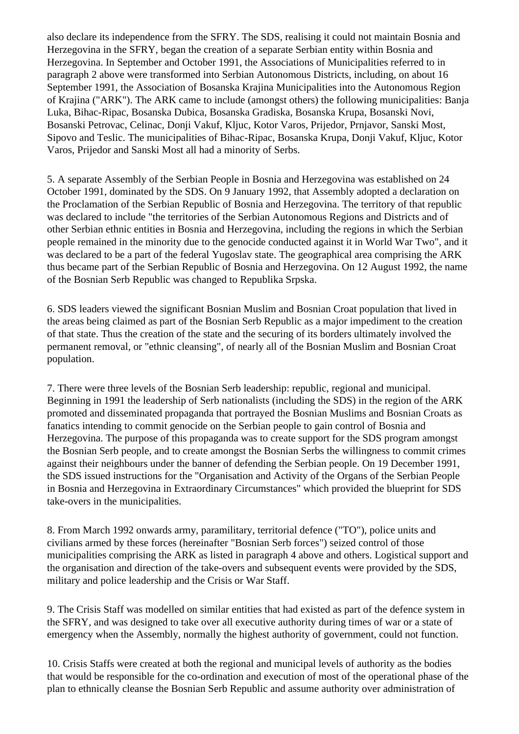also declare its independence from the SFRY. The SDS, realising it could not maintain Bosnia and Herzegovina in the SFRY, began the creation of a separate Serbian entity within Bosnia and Herzegovina. In September and October 1991, the Associations of Municipalities referred to in paragraph 2 above were transformed into Serbian Autonomous Districts, including, on about 16 September 1991, the Association of Bosanska Krajina Municipalities into the Autonomous Region of Krajina ("ARK"). The ARK came to include (amongst others) the following municipalities: Banja Luka, Bihac-Ripac, Bosanska Dubica, Bosanska Gradiska, Bosanska Krupa, Bosanski Novi, Bosanski Petrovac, Celinac, Donji Vakuf, Kljuc, Kotor Varos, Prijedor, Prnjavor, Sanski Most, Sipovo and Teslic. The municipalities of Bihac-Ripac, Bosanska Krupa, Donji Vakuf, Kljuc, Kotor Varos, Prijedor and Sanski Most all had a minority of Serbs.

5. A separate Assembly of the Serbian People in Bosnia and Herzegovina was established on 24 October 1991, dominated by the SDS. On 9 January 1992, that Assembly adopted a declaration on the Proclamation of the Serbian Republic of Bosnia and Herzegovina. The territory of that republic was declared to include "the territories of the Serbian Autonomous Regions and Districts and of other Serbian ethnic entities in Bosnia and Herzegovina, including the regions in which the Serbian people remained in the minority due to the genocide conducted against it in World War Two", and it was declared to be a part of the federal Yugoslav state. The geographical area comprising the ARK thus became part of the Serbian Republic of Bosnia and Herzegovina. On 12 August 1992, the name of the Bosnian Serb Republic was changed to Republika Srpska.

6. SDS leaders viewed the significant Bosnian Muslim and Bosnian Croat population that lived in the areas being claimed as part of the Bosnian Serb Republic as a major impediment to the creation of that state. Thus the creation of the state and the securing of its borders ultimately involved the permanent removal, or "ethnic cleansing", of nearly all of the Bosnian Muslim and Bosnian Croat population.

7. There were three levels of the Bosnian Serb leadership: republic, regional and municipal. Beginning in 1991 the leadership of Serb nationalists (including the SDS) in the region of the ARK promoted and disseminated propaganda that portrayed the Bosnian Muslims and Bosnian Croats as fanatics intending to commit genocide on the Serbian people to gain control of Bosnia and Herzegovina. The purpose of this propaganda was to create support for the SDS program amongst the Bosnian Serb people, and to create amongst the Bosnian Serbs the willingness to commit crimes against their neighbours under the banner of defending the Serbian people. On 19 December 1991, the SDS issued instructions for the "Organisation and Activity of the Organs of the Serbian People in Bosnia and Herzegovina in Extraordinary Circumstances" which provided the blueprint for SDS take-overs in the municipalities.

8. From March 1992 onwards army, paramilitary, territorial defence ("TO"), police units and civilians armed by these forces (hereinafter "Bosnian Serb forces") seized control of those municipalities comprising the ARK as listed in paragraph 4 above and others. Logistical support and the organisation and direction of the take-overs and subsequent events were provided by the SDS, military and police leadership and the Crisis or War Staff.

9. The Crisis Staff was modelled on similar entities that had existed as part of the defence system in the SFRY, and was designed to take over all executive authority during times of war or a state of emergency when the Assembly, normally the highest authority of government, could not function.

10. Crisis Staffs were created at both the regional and municipal levels of authority as the bodies that would be responsible for the co-ordination and execution of most of the operational phase of the plan to ethnically cleanse the Bosnian Serb Republic and assume authority over administration of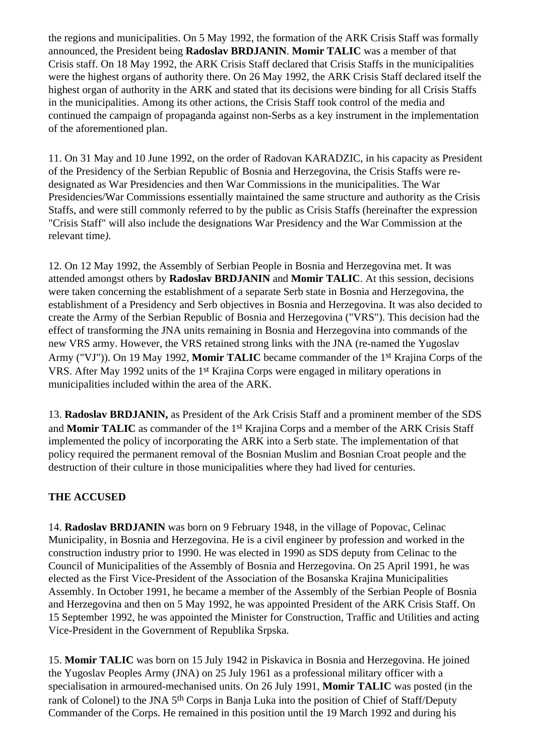the regions and municipalities. On 5 May 1992, the formation of the ARK Crisis Staff was formally announced, the President being **Radoslav BRDJANIN**. **Momir TALIC** was a member of that Crisis staff. On 18 May 1992, the ARK Crisis Staff declared that Crisis Staffs in the municipalities were the highest organs of authority there. On 26 May 1992, the ARK Crisis Staff declared itself the highest organ of authority in the ARK and stated that its decisions were binding for all Crisis Staffs in the municipalities. Among its other actions, the Crisis Staff took control of the media and continued the campaign of propaganda against non-Serbs as a key instrument in the implementation of the aforementioned plan.

11. On 31 May and 10 June 1992, on the order of Radovan KARADZIC, in his capacity as President of the Presidency of the Serbian Republic of Bosnia and Herzegovina, the Crisis Staffs were re-designated as War Presidencies and then War Commissions in the municipalities. The War Presidencies/War Commissions essentially maintained the same structure and authority as the Crisis Staffs, and were still commonly referred to by the public as Crisis Staffs (hereinafter the expression "Crisis Staff" will also include the designations War Presidency and the War Commission at the relevant time*).*

12. On 12 May 1992, the Assembly of Serbian People in Bosnia and Herzegovina met. It was attended amongst others by **Radoslav BRDJANIN** and **Momir TALIC**. At this session, decisions were taken concerning the establishment of a separate Serb state in Bosnia and Herzegovina, the establishment of a Presidency and Serb objectives in Bosnia and Herzegovina. It was also decided to create the Army of the Serbian Republic of Bosnia and Herzegovina ("VRS"). This decision had the effect of transforming the JNA units remaining in Bosnia and Herzegovina into commands of the new VRS army. However, the VRS retained strong links with the JNA (re-named the Yugoslav Army ("VJ")). On 19 May 1992, **Momir TALIC** became commander of the 1st Krajina Corps of the VRS. After May 1992 units of the 1st Krajina Corps were engaged in military operations in municipalities included within the area of the ARK.

13. **Radoslav BRDJANIN,** as President of the Ark Crisis Staff and a prominent member of the SDS and **Momir TALIC** as commander of the 1st Krajina Corps and a member of the ARK Crisis Staff implemented the policy of incorporating the ARK into a Serb state. The implementation of that policy required the permanent removal of the Bosnian Muslim and Bosnian Croat people and the destruction of their culture in those municipalities where they had lived for centuries.

**THE ACCUSED**

14. **Radoslav BRDJANIN** was born on 9 February 1948, in the village of Popovac, Celinac Municipality, in Bosnia and Herzegovina. He is a civil engineer by profession and worked in the construction industry prior to 1990. He was elected in 1990 as SDS deputy from Celinac to the Council of Municipalities of the Assembly of Bosnia and Herzegovina. On 25 April 1991, he was elected as the First Vice-President of the Association of the Bosanska Krajina Municipalities Assembly. In October 1991, he became a member of the Assembly of the Serbian People of Bosnia and Herzegovina and then on 5 May 1992, he was appointed President of the ARK Crisis Staff. On 15 September 1992, he was appointed the Minister for Construction, Traffic and Utilities and acting Vice-President in the Government of Republika Srpska.

15. **Momir TALIC** was born on 15 July 1942 in Piskavica in Bosnia and Herzegovina. He joined the Yugoslav Peoples Army (JNA) on 25 July 1961 as a professional military officer with a specialisation in armoured-mechanised units. On 26 July 1991, **Momir TALIC** was posted (in the rank of Colonel) to the JNA 5th Corps in Banja Luka into the position of Chief of Staff/Deputy Commander of the Corps. He remained in this position until the 19 March 1992 and during his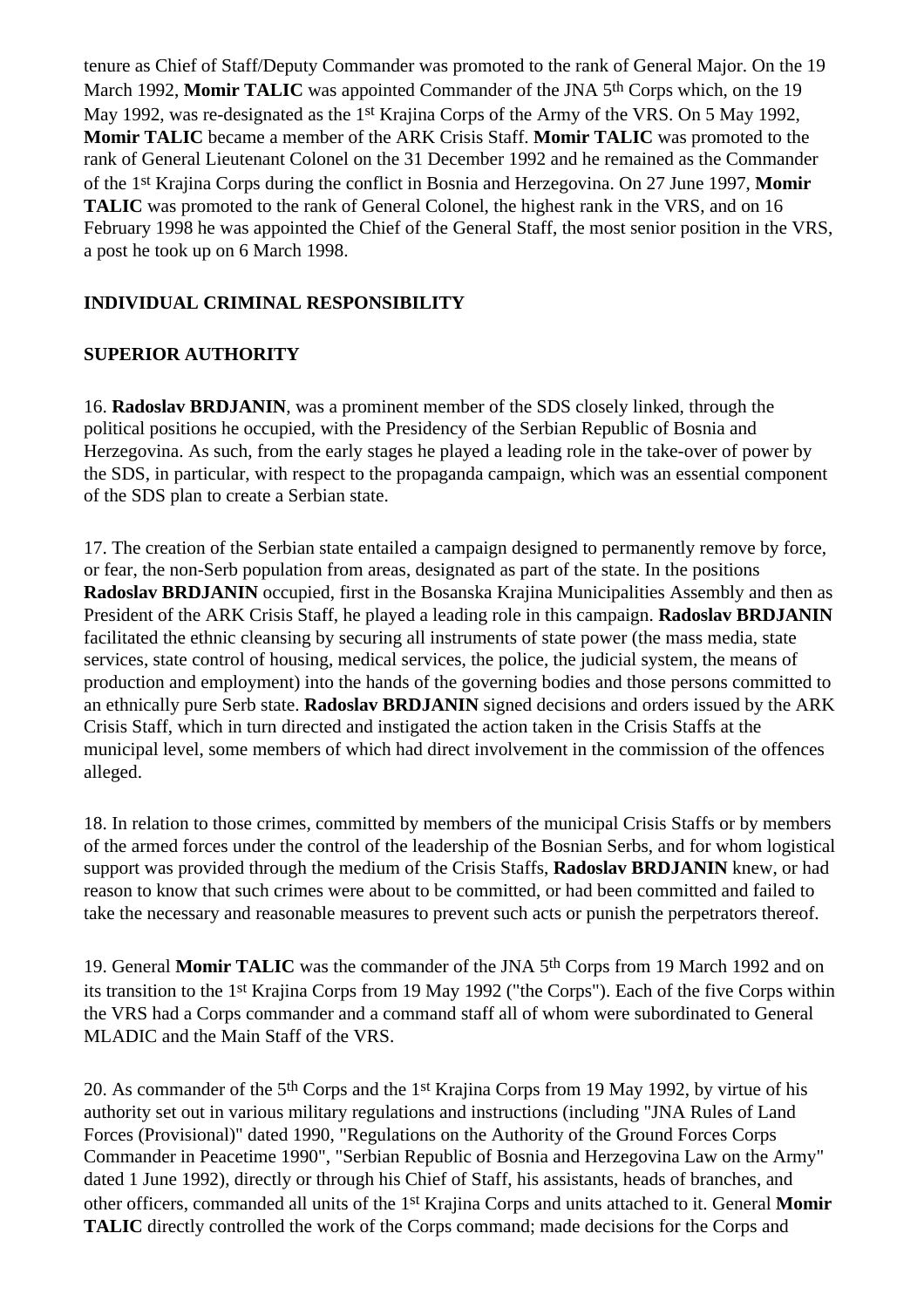tenure as Chief of Staff/Deputy Commander was promoted to the rank of General Major. On the 19 March 1992, **Momir TALIC** was appointed Commander of the JNA 5th Corps which, on the 19 May 1992, was re-designated as the 1st Krajina Corps of the Army of the VRS. On 5 May 1992, **Momir TALIC** became a member of the ARK Crisis Staff. **Momir TALIC** was promoted to the rank of General Lieutenant Colonel on the 31 December 1992 and he remained as the Commander of the 1st Krajina Corps during the conflict in Bosnia and Herzegovina. On 27 June 1997, **Momir TALIC** was promoted to the rank of General Colonel, the highest rank in the VRS, and on 16 February 1998 he was appointed the Chief of the General Staff, the most senior position in the VRS, a post he took up on 6 March 1998.

**INDIVIDUAL CRIMINAL RESPONSIBILITY**

**SUPERIOR AUTHORITY**

16. **Radoslav BRDJANIN**, was a prominent member of the SDS closely linked, through the political positions he occupied, with the Presidency of the Serbian Republic of Bosnia and Herzegovina. As such, from the early stages he played a leading role in the take-over of power by the SDS, in particular, with respect to the propaganda campaign, which was an essential component of the SDS plan to create a Serbian state.

17. The creation of the Serbian state entailed a campaign designed to permanently remove by force, or fear, the non-Serb population from areas, designated as part of the state. In the positions **Radoslav BRDJANIN** occupied, first in the Bosanska Krajina Municipalities Assembly and then as President of the ARK Crisis Staff, he played a leading role in this campaign. **Radoslav BRDJANIN** facilitated the ethnic cleansing by securing all instruments of state power (the mass media, state services, state control of housing, medical services, the police, the judicial system, the means of production and employment) into the hands of the governing bodies and those persons committed to an ethnically pure Serb state. **Radoslav BRDJANIN** signed decisions and orders issued by the ARK Crisis Staff, which in turn directed and instigated the action taken in the Crisis Staffs at the municipal level, some members of which had direct involvement in the commission of the offences alleged.

18. In relation to those crimes, committed by members of the municipal Crisis Staffs or by members of the armed forces under the control of the leadership of the Bosnian Serbs, and for whom logistical support was provided through the medium of the Crisis Staffs, **Radoslav BRDJANIN** knew, or had reason to know that such crimes were about to be committed, or had been committed and failed to take the necessary and reasonable measures to prevent such acts or punish the perpetrators thereof.

19. General **Momir TALIC** was the commander of the JNA 5th Corps from 19 March 1992 and on its transition to the 1st Krajina Corps from 19 May 1992 ("the Corps"). Each of the five Corps within the VRS had a Corps commander and a command staff all of whom were subordinated to General MLADIC and the Main Staff of the VRS.

20. As commander of the 5th Corps and the 1st Krajina Corps from 19 May 1992, by virtue of his authority set out in various military regulations and instructions (including "JNA Rules of Land Forces (Provisional)" dated 1990, "Regulations on the Authority of the Ground Forces Corps Commander in Peacetime 1990", "Serbian Republic of Bosnia and Herzegovina Law on the Army" dated 1 June 1992), directly or through his Chief of Staff, his assistants, heads of branches, and other officers, commanded all units of the 1st Krajina Corps and units attached to it. General **Momir TALIC** directly controlled the work of the Corps command; made decisions for the Corps and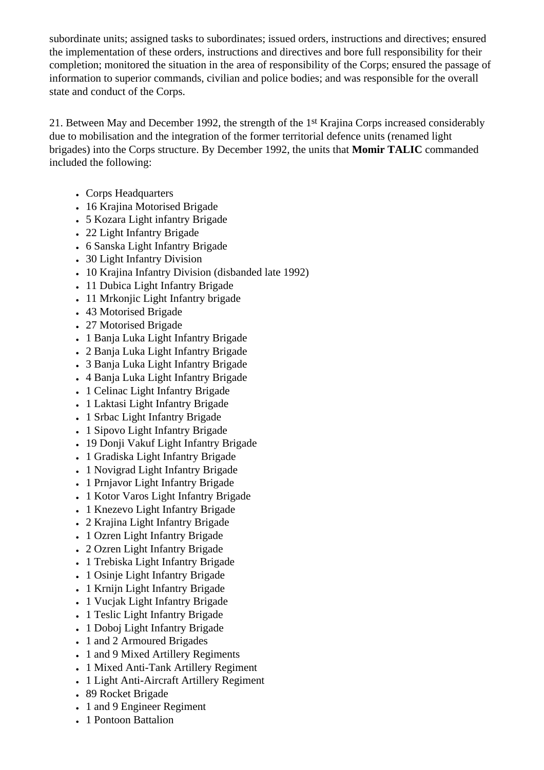subordinate units; assigned tasks to subordinates; issued orders, instructions and directives; ensured the implementation of these orders, instructions and directives and bore full responsibility for their completion; monitored the situation in the area of responsibility of the Corps; ensured the passage of information to superior commands, civilian and police bodies; and was responsible for the overall state and conduct of the Corps.

21. Between May and December 1992, the strength of the 1st Krajina Corps increased considerably due to mobilisation and the integration of the former territorial defence units (renamed light brigades) into the Corps structure. By December 1992, the units that **Momir TALIC** commanded included the following:

- Corps Headquarters
- 16 Krajina Motorised Brigade
- 5 Kozara Light infantry Brigade
- 22 Light Infantry Brigade
- 6 Sanska Light Infantry Brigade
- 30 Light Infantry Division
- 10 Krajina Infantry Division (disbanded late 1992)
- 11 Dubica Light Infantry Brigade
- 11 Mrkonjic Light Infantry brigade
- 43 Motorised Brigade
- 27 Motorised Brigade
- 1 Banja Luka Light Infantry Brigade
- 2 Banja Luka Light Infantry Brigade
- 3 Banja Luka Light Infantry Brigade
- 4 Banja Luka Light Infantry Brigade
- 1 Celinac Light Infantry Brigade
- 1 Laktasi Light Infantry Brigade
- 1 Srbac Light Infantry Brigade
- 1 Sipovo Light Infantry Brigade
- 19 Donji Vakuf Light Infantry Brigade
- 1 Gradiska Light Infantry Brigade
- 1 Novigrad Light Infantry Brigade
- 1 Prnjavor Light Infantry Brigade
- 1 Kotor Varos Light Infantry Brigade
- 1 Knezevo Light Infantry Brigade
- 2 Krajina Light Infantry Brigade
- 1 Ozren Light Infantry Brigade
- 2 Ozren Light Infantry Brigade
- 1 Trebiska Light Infantry Brigade
- 1 Osinje Light Infantry Brigade
- 1 Krnijn Light Infantry Brigade
- 1 Vucjak Light Infantry Brigade
- 1 Teslic Light Infantry Brigade
- 1 Doboj Light Infantry Brigade
- 1 and 2 Armoured Brigades
- 1 and 9 Mixed Artillery Regiments
- 1 Mixed Anti-Tank Artillery Regiment
- 1 Light Anti-Aircraft Artillery Regiment
- 89 Rocket Brigade
- 1 and 9 Engineer Regiment
- 1 Pontoon Battalion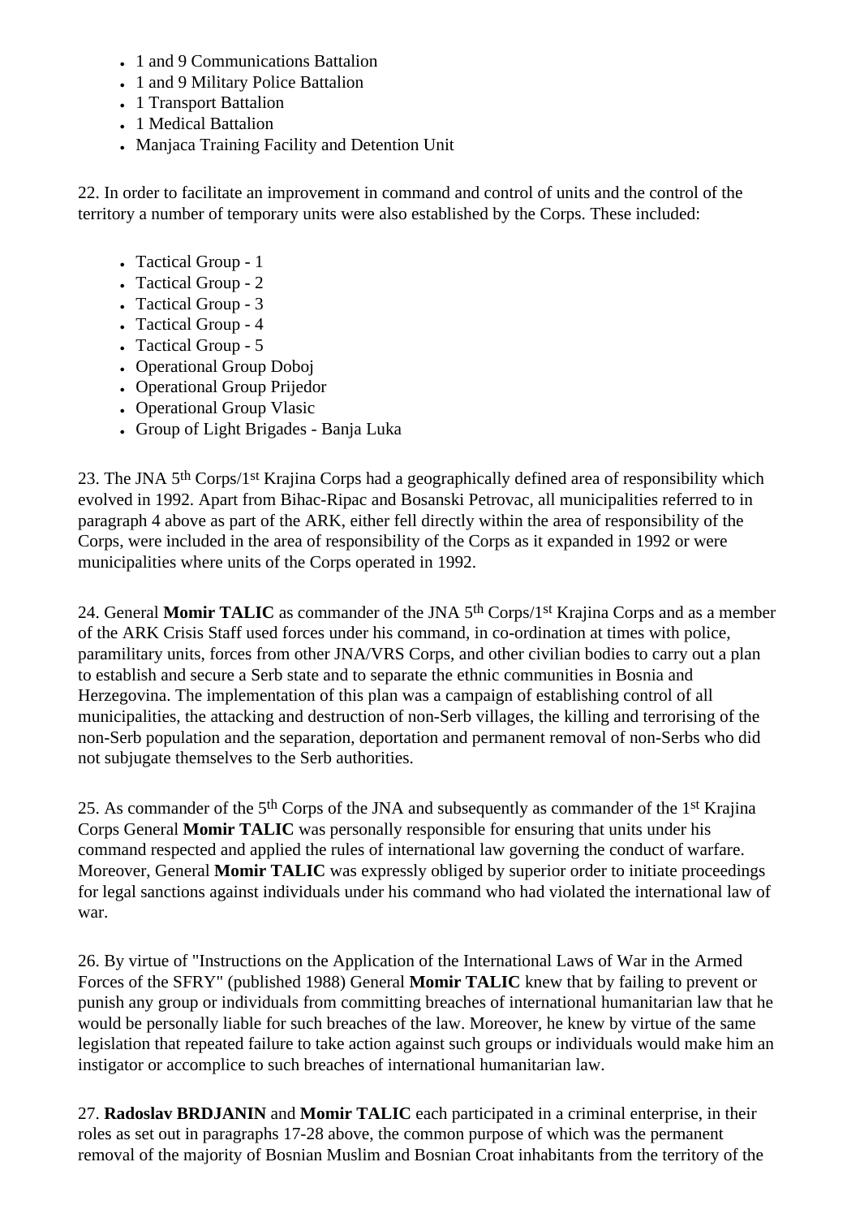- 1 and 9 Communications Battalion
- 1 and 9 Military Police Battalion
- 1 Transport Battalion
- 1 Medical Battalion
- Manjaca Training Facility and Detention Unit

22. In order to facilitate an improvement in command and control of units and the control of the territory a number of temporary units were also established by the Corps. These included:

- Tactical Group - 1
- Tactical Group - 2
- Tactical Group - 3
- Tactical Group - 4
- Tactical Group - 5
- Operational Group Doboj
- Operational Group Prijedor
- Operational Group Vlasic
- Group of Light Brigades - Banja Luka

23. The JNA 5th Corps/1st Krajina Corps had a geographically defined area of responsibility which evolved in 1992. Apart from Bihac-Ripac and Bosanski Petrovac, all municipalities referred to in paragraph 4 above as part of the ARK, either fell directly within the area of responsibility of the Corps, were included in the area of responsibility of the Corps as it expanded in 1992 or were municipalities where units of the Corps operated in 1992.

24. General **Momir TALIC** as commander of the JNA 5th Corps/1st Krajina Corps and as a member of the ARK Crisis Staff used forces under his command, in co-ordination at times with police, paramilitary units, forces from other JNA/VRS Corps, and other civilian bodies to carry out a plan to establish and secure a Serb state and to separate the ethnic communities in Bosnia and Herzegovina. The implementation of this plan was a campaign of establishing control of all municipalities, the attacking and destruction of non-Serb villages, the killing and terrorising of the non-Serb population and the separation, deportation and permanent removal of non-Serbs who did not subjugate themselves to the Serb authorities.

25. As commander of the 5th Corps of the JNA and subsequently as commander of the 1st Krajina Corps General **Momir TALIC** was personally responsible for ensuring that units under his command respected and applied the rules of international law governing the conduct of warfare. Moreover, General **Momir TALIC** was expressly obliged by superior order to initiate proceedings for legal sanctions against individuals under his command who had violated the international law of war.

26. By virtue of "Instructions on the Application of the International Laws of War in the Armed Forces of the SFRY" (published 1988) General **Momir TALIC** knew that by failing to prevent or punish any group or individuals from committing breaches of international humanitarian law that he would be personally liable for such breaches of the law. Moreover, he knew by virtue of the same legislation that repeated failure to take action against such groups or individuals would make him an instigator or accomplice to such breaches of international humanitarian law.

27. **Radoslav BRDJANIN** and **Momir TALIC** each participated in a criminal enterprise, in their roles as set out in paragraphs 17-28 above, the common purpose of which was the permanent removal of the majority of Bosnian Muslim and Bosnian Croat inhabitants from the territory of the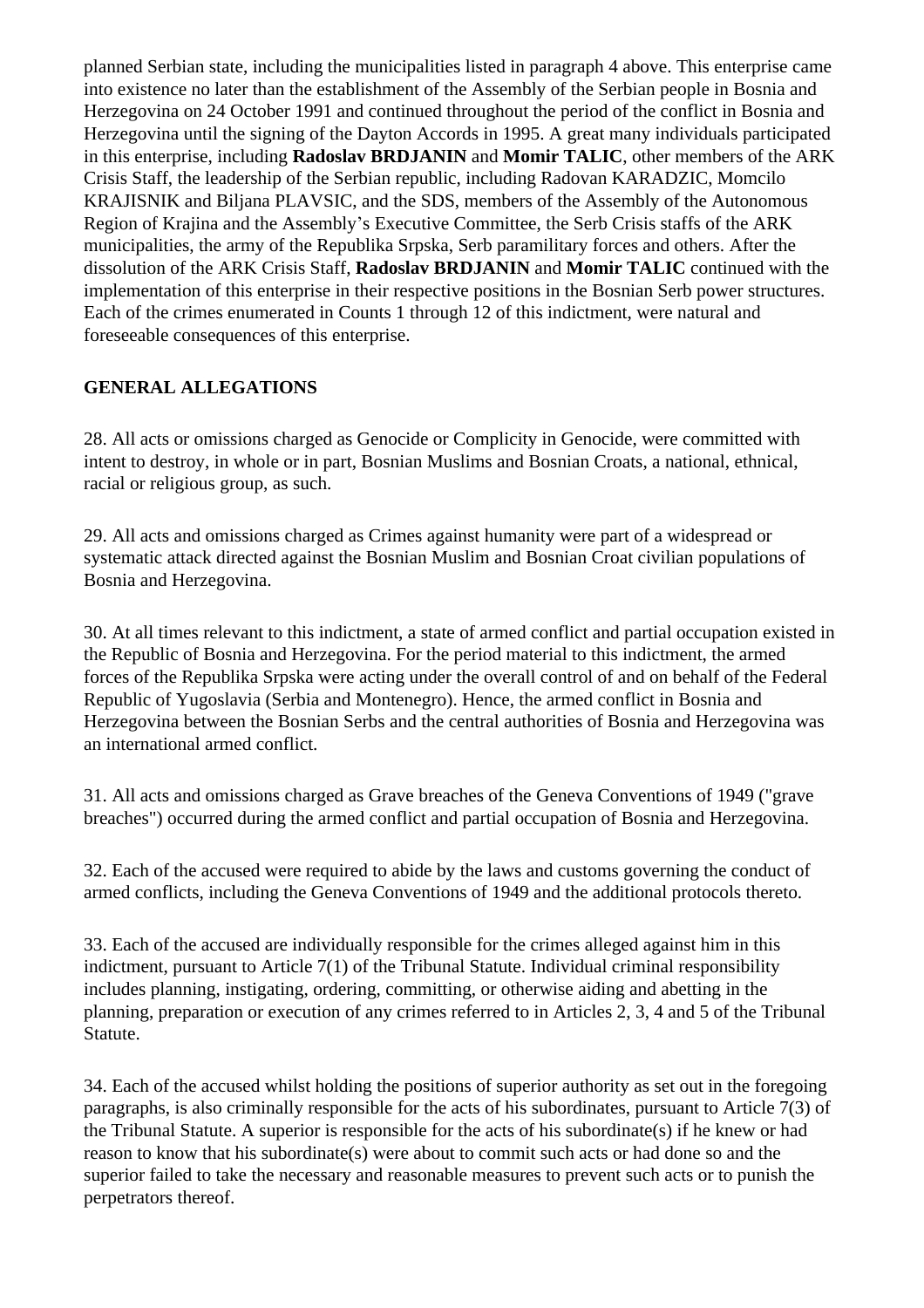planned Serbian state, including the municipalities listed in paragraph 4 above. This enterprise came into existence no later than the establishment of the Assembly of the Serbian people in Bosnia and Herzegovina on 24 October 1991 and continued throughout the period of the conflict in Bosnia and Herzegovina until the signing of the Dayton Accords in 1995. A great many individuals participated in this enterprise, including **Radoslav BRDJANIN** and **Momir TALIC**, other members of the ARK Crisis Staff, the leadership of the Serbian republic, including Radovan KARADZIC, Momcilo KRAJISNIK and Biljana PLAVSIC, and the SDS, members of the Assembly of the Autonomous Region of Krajina and the Assembly's Executive Committee, the Serb Crisis staffs of the ARK municipalities, the army of the Republika Srpska, Serb paramilitary forces and others. After the dissolution of the ARK Crisis Staff, **Radoslav BRDJANIN** and **Momir TALIC** continued with the implementation of this enterprise in their respective positions in the Bosnian Serb power structures. Each of the crimes enumerated in Counts 1 through 12 of this indictment, were natural and foreseeable consequences of this enterprise.

## GENERAL ALLEGATIONS

28. All acts or omissions charged as Genocide or Complicity in Genocide, were committed with intent to destroy, in whole or in part, Bosnian Muslims and Bosnian Croats, a national, ethnical, racial or religious group, as such.

29. All acts and omissions charged as Crimes against humanity were part of a widespread or systematic attack directed against the Bosnian Muslim and Bosnian Croat civilian populations of Bosnia and Herzegovina.

30. At all times relevant to this indictment, a state of armed conflict and partial occupation existed in the Republic of Bosnia and Herzegovina. For the period material to this indictment, the armed forces of the Republika Srpska were acting under the overall control of and on behalf of the Federal Republic of Yugoslavia (Serbia and Montenegro). Hence, the armed conflict in Bosnia and Herzegovina between the Bosnian Serbs and the central authorities of Bosnia and Herzegovina was an international armed conflict.

31. All acts and omissions charged as Grave breaches of the Geneva Conventions of 1949 ("grave breaches") occurred during the armed conflict and partial occupation of Bosnia and Herzegovina.

32. Each of the accused were required to abide by the laws and customs governing the conduct of armed conflicts, including the Geneva Conventions of 1949 and the additional protocols thereto.

33. Each of the accused are individually responsible for the crimes alleged against him in this indictment, pursuant to Article 7(1) of the Tribunal Statute. Individual criminal responsibility includes planning, instigating, ordering, committing, or otherwise aiding and abetting in the planning, preparation or execution of any crimes referred to in Articles 2, 3, 4 and 5 of the Tribunal Statute.

34. Each of the accused whilst holding the positions of superior authority as set out in the foregoing paragraphs, is also criminally responsible for the acts of his subordinates, pursuant to Article 7(3) of the Tribunal Statute. A superior is responsible for the acts of his subordinate(s) if he knew or had reason to know that his subordinate(s) were about to commit such acts or had done so and the superior failed to take the necessary and reasonable measures to prevent such acts or to punish the perpetrators thereof.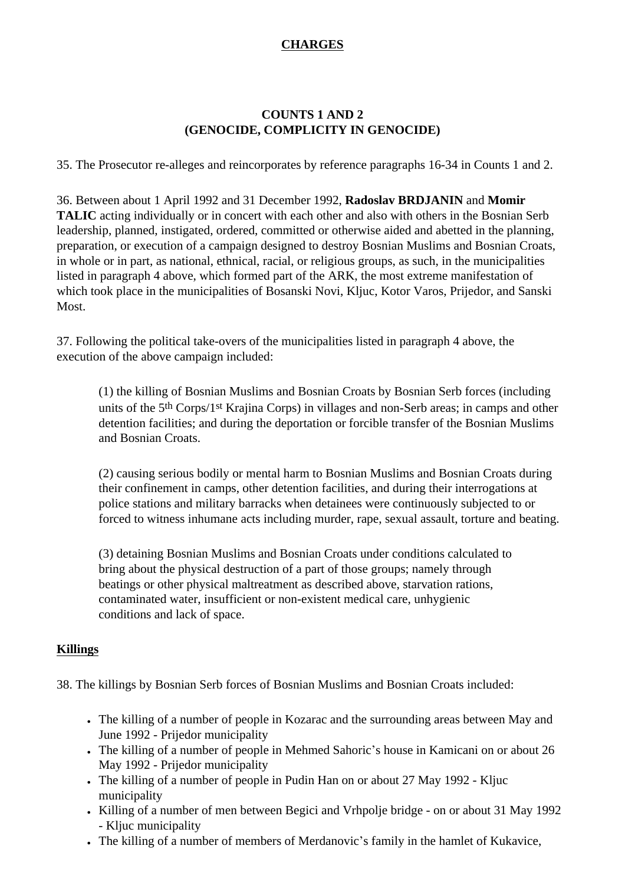**CHARGES**

**COUNTS 1 AND 2**
**(GENOCIDE, COMPLICITY IN GENOCIDE)**

35. The Prosecutor re-alleges and reincorporates by reference paragraphs 16-34 in Counts 1 and 2.

36. Between about 1 April 1992 and 31 December 1992, **Radoslav BRDJANIN** and **Momir TALIC** acting individually or in concert with each other and also with others in the Bosnian Serb leadership, planned, instigated, ordered, committed or otherwise aided and abetted in the planning, preparation, or execution of a campaign designed to destroy Bosnian Muslims and Bosnian Croats, in whole or in part, as national, ethnical, racial, or religious groups, as such, in the municipalities listed in paragraph 4 above, which formed part of the ARK, the most extreme manifestation of which took place in the municipalities of Bosanski Novi, Kljuc, Kotor Varos, Prijedor, and Sanski Most.

37. Following the political take-overs of the municipalities listed in paragraph 4 above, the execution of the above campaign included:

> (1) the killing of Bosnian Muslims and Bosnian Croats by Bosnian Serb forces (including units of the 5th Corps/1st Krajina Corps) in villages and non-Serb areas; in camps and other detention facilities; and during the deportation or forcible transfer of the Bosnian Muslims and Bosnian Croats.
>
> (2) causing serious bodily or mental harm to Bosnian Muslims and Bosnian Croats during their confinement in camps, other detention facilities, and during their interrogations at police stations and military barracks when detainees were continuously subjected to or forced to witness inhumane acts including murder, rape, sexual assault, torture and beating.
>
> (3) detaining Bosnian Muslims and Bosnian Croats under conditions calculated to bring about the physical destruction of a part of those groups; namely through beatings or other physical maltreatment as described above, starvation rations, contaminated water, insufficient or non-existent medical care, unhygienic conditions and lack of space.

**Killings**

38. The killings by Bosnian Serb forces of Bosnian Muslims and Bosnian Croats included:

- The killing of a number of people in Kozarac and the surrounding areas between May and June 1992 - Prijedor municipality
- The killing of a number of people in Mehmed Sahoric's house in Kamicani on or about 26 May 1992 - Prijedor municipality
- The killing of a number of people in Pudin Han on or about 27 May 1992 - Kljuc municipality
- Killing of a number of men between Begici and Vrhpolje bridge - on or about 31 May 1992 - Kljuc municipality
- The killing of a number of members of Merdanovic's family in the hamlet of Kukavice,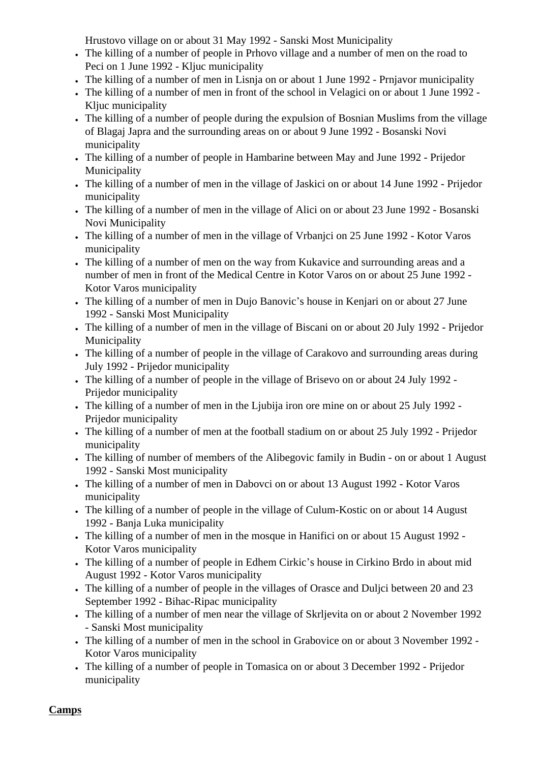Hrustovo village on or about 31 May 1992 - Sanski Most Municipality

- The killing of a number of people in Prhovo village and a number of men on the road to Peci on 1 June 1992 - Kljuc municipality
- The killing of a number of men in Lisnja on or about 1 June 1992 - Prnjavor municipality
- The killing of a number of men in front of the school in Velagici on or about 1 June 1992 - Kljuc municipality
- The killing of a number of people during the expulsion of Bosnian Muslims from the village of Blagaj Japra and the surrounding areas on or about 9 June 1992 - Bosanski Novi municipality
- The killing of a number of people in Hambarine between May and June 1992 - Prijedor Municipality
- The killing of a number of men in the village of Jaskici on or about 14 June 1992 - Prijedor municipality
- The killing of a number of men in the village of Alici on or about 23 June 1992 - Bosanski Novi Municipality
- The killing of a number of men in the village of Vrbanjci on 25 June 1992 - Kotor Varos municipality
- The killing of a number of men on the way from Kukavice and surrounding areas and a number of men in front of the Medical Centre in Kotor Varos on or about 25 June 1992 - Kotor Varos municipality
- The killing of a number of men in Dujo Banovic's house in Kenjari on or about 27 June 1992 - Sanski Most Municipality
- The killing of a number of men in the village of Biscani on or about 20 July 1992 - Prijedor Municipality
- The killing of a number of people in the village of Carakovo and surrounding areas during July 1992 - Prijedor municipality
- The killing of a number of people in the village of Brisevo on or about 24 July 1992 - Prijedor municipality
- The killing of a number of men in the Ljubija iron ore mine on or about 25 July 1992 - Prijedor municipality
- The killing of a number of men at the football stadium on or about 25 July 1992 - Prijedor municipality
- The killing of number of members of the Alibegovic family in Budin - on or about 1 August 1992 - Sanski Most municipality
- The killing of a number of men in Dabovci on or about 13 August 1992 - Kotor Varos municipality
- The killing of a number of people in the village of Culum-Kostic on or about 14 August 1992 - Banja Luka municipality
- The killing of a number of men in the mosque in Hanifici on or about 15 August 1992 - Kotor Varos municipality
- The killing of a number of people in Edhem Cirkic's house in Cirkino Brdo in about mid August 1992 - Kotor Varos municipality
- The killing of a number of people in the villages of Orasce and Duljci between 20 and 23 September 1992 - Bihac-Ripac municipality
- The killing of a number of men near the village of Skrljevita on or about 2 November 1992 - Sanski Most municipality
- The killing of a number of men in the school in Grabovice on or about 3 November 1992 - Kotor Varos municipality
- The killing of a number of people in Tomasica on or about 3 December 1992 - Prijedor municipality

**Camps**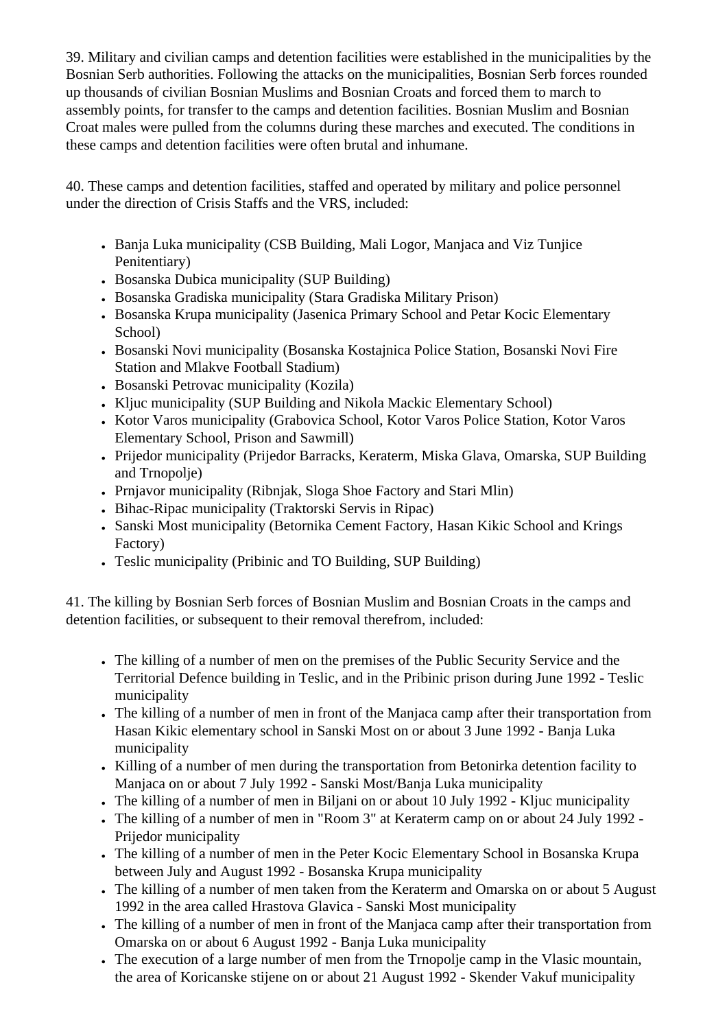39. Military and civilian camps and detention facilities were established in the municipalities by the Bosnian Serb authorities. Following the attacks on the municipalities, Bosnian Serb forces rounded up thousands of civilian Bosnian Muslims and Bosnian Croats and forced them to march to assembly points, for transfer to the camps and detention facilities. Bosnian Muslim and Bosnian Croat males were pulled from the columns during these marches and executed. The conditions in these camps and detention facilities were often brutal and inhumane.

40. These camps and detention facilities, staffed and operated by military and police personnel under the direction of Crisis Staffs and the VRS, included:

- Banja Luka municipality (CSB Building, Mali Logor, Manjaca and Viz Tunjice Penitentiary)
- Bosanska Dubica municipality (SUP Building)
- Bosanska Gradiska municipality (Stara Gradiska Military Prison)
- Bosanska Krupa municipality (Jasenica Primary School and Petar Kocic Elementary School)
- Bosanski Novi municipality (Bosanska Kostajnica Police Station, Bosanski Novi Fire Station and Mlakve Football Stadium)
- Bosanski Petrovac municipality (Kozila)
- Kljuc municipality (SUP Building and Nikola Mackic Elementary School)
- Kotor Varos municipality (Grabovica School, Kotor Varos Police Station, Kotor Varos Elementary School, Prison and Sawmill)
- Prijedor municipality (Prijedor Barracks, Keraterm, Miska Glava, Omarska, SUP Building and Trnopolje)
- Prnjavor municipality (Ribnjak, Sloga Shoe Factory and Stari Mlin)
- Bihac-Ripac municipality (Traktorski Servis in Ripac)
- Sanski Most municipality (Betornika Cement Factory, Hasan Kikic School and Krings Factory)
- Teslic municipality (Pribinic and TO Building, SUP Building)

41. The killing by Bosnian Serb forces of Bosnian Muslim and Bosnian Croats in the camps and detention facilities, or subsequent to their removal therefrom, included:

- The killing of a number of men on the premises of the Public Security Service and the Territorial Defence building in Teslic, and in the Pribinic prison during June 1992 - Teslic municipality
- The killing of a number of men in front of the Manjaca camp after their transportation from Hasan Kikic elementary school in Sanski Most on or about 3 June 1992 - Banja Luka municipality
- Killing of a number of men during the transportation from Betonirka detention facility to Manjaca on or about 7 July 1992 - Sanski Most/Banja Luka municipality
- The killing of a number of men in Biljani on or about 10 July 1992 - Kljuc municipality
- The killing of a number of men in "Room 3" at Keraterm camp on or about 24 July 1992 - Prijedor municipality
- The killing of a number of men in the Peter Kocic Elementary School in Bosanska Krupa between July and August 1992 - Bosanska Krupa municipality
- The killing of a number of men taken from the Keraterm and Omarska on or about 5 August 1992 in the area called Hrastova Glavica - Sanski Most municipality
- The killing of a number of men in front of the Manjaca camp after their transportation from Omarska on or about 6 August 1992 - Banja Luka municipality
- The execution of a large number of men from the Trnopolje camp in the Vlasic mountain, the area of Koricanske stijene on or about 21 August 1992 - Skender Vakuf municipality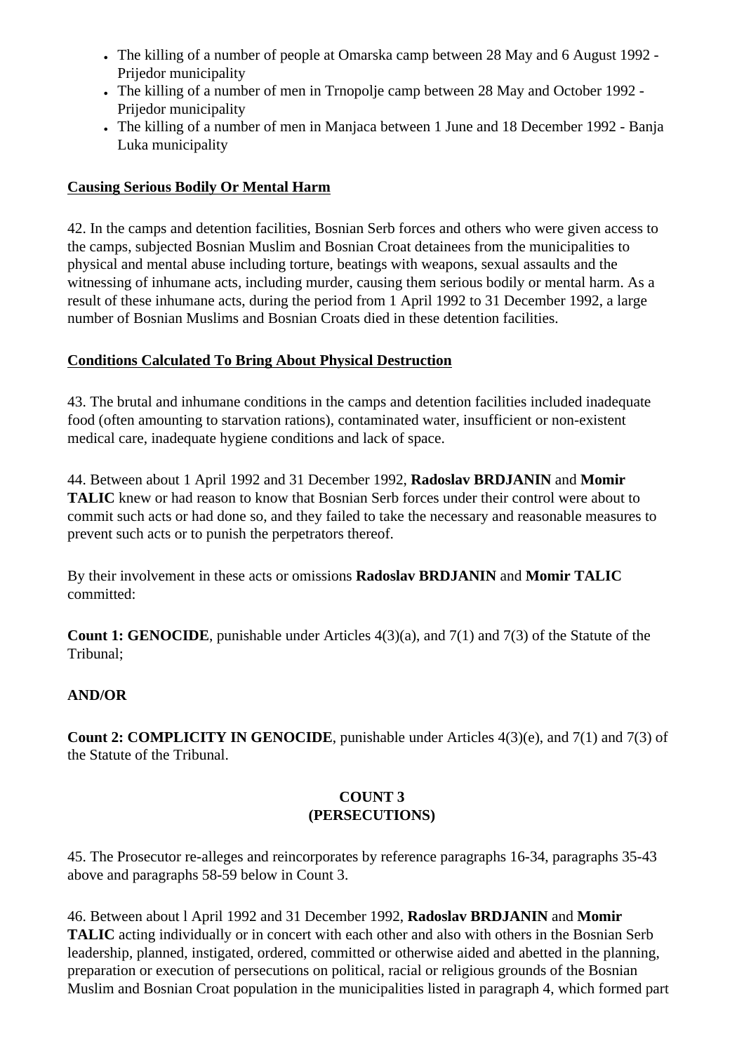- The killing of a number of people at Omarska camp between 28 May and 6 August 1992 - Prijedor municipality
- The killing of a number of men in Trnopolje camp between 28 May and October 1992 - Prijedor municipality
- The killing of a number of men in Manjaca between 1 June and 18 December 1992 - Banja Luka municipality

**Causing Serious Bodily Or Mental Harm**

42. In the camps and detention facilities, Bosnian Serb forces and others who were given access to the camps, subjected Bosnian Muslim and Bosnian Croat detainees from the municipalities to physical and mental abuse including torture, beatings with weapons, sexual assaults and the witnessing of inhumane acts, including murder, causing them serious bodily or mental harm. As a result of these inhumane acts, during the period from 1 April 1992 to 31 December 1992, a large number of Bosnian Muslims and Bosnian Croats died in these detention facilities.

**Conditions Calculated To Bring About Physical Destruction**

43. The brutal and inhumane conditions in the camps and detention facilities included inadequate food (often amounting to starvation rations), contaminated water, insufficient or non-existent medical care, inadequate hygiene conditions and lack of space.

44. Between about 1 April 1992 and 31 December 1992, **Radoslav BRDJANIN** and **Momir TALIC** knew or had reason to know that Bosnian Serb forces under their control were about to commit such acts or had done so, and they failed to take the necessary and reasonable measures to prevent such acts or to punish the perpetrators thereof.

By their involvement in these acts or omissions **Radoslav BRDJANIN** and **Momir TALIC** committed:

**Count 1: GENOCIDE**, punishable under Articles 4(3)(a), and 7(1) and 7(3) of the Statute of the Tribunal;

**AND/OR**

**Count 2: COMPLICITY IN GENOCIDE**, punishable under Articles 4(3)(e), and 7(1) and 7(3) of the Statute of the Tribunal.

**COUNT 3**
**(PERSECUTIONS)**

45. The Prosecutor re-alleges and reincorporates by reference paragraphs 16-34, paragraphs 35-43 above and paragraphs 58-59 below in Count 3.

46. Between about l April 1992 and 31 December 1992, **Radoslav BRDJANIN** and **Momir TALIC** acting individually or in concert with each other and also with others in the Bosnian Serb leadership, planned, instigated, ordered, committed or otherwise aided and abetted in the planning, preparation or execution of persecutions on political, racial or religious grounds of the Bosnian Muslim and Bosnian Croat population in the municipalities listed in paragraph 4, which formed part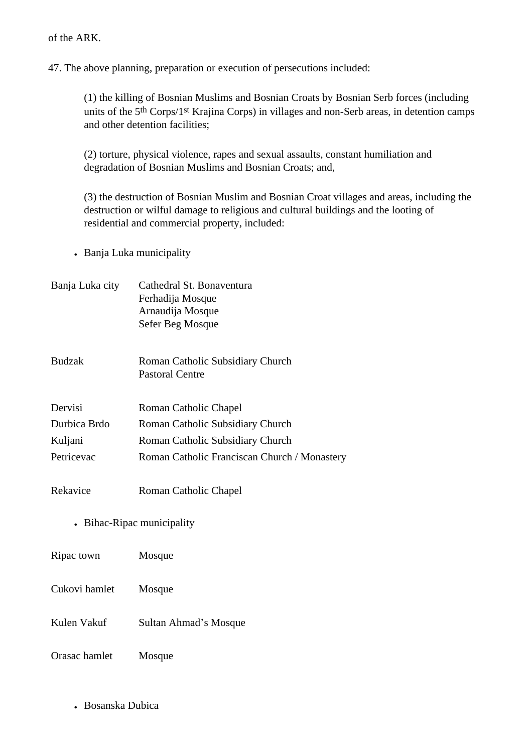of the ARK.

47. The above planning, preparation or execution of persecutions included:

> (1) the killing of Bosnian Muslims and Bosnian Croats by Bosnian Serb forces (including units of the 5th Corps/1st Krajina Corps) in villages and non-Serb areas, in detention camps and other detention facilities;
>
> (2) torture, physical violence, rapes and sexual assaults, constant humiliation and degradation of Bosnian Muslims and Bosnian Croats; and,
>
> (3) the destruction of Bosnian Muslim and Bosnian Croat villages and areas, including the destruction or wilful damage to religious and cultural buildings and the looting of residential and commercial property, included:

- Banja Luka municipality

| | |
|---|---|
| Banja Luka city | Cathedral St. Bonaventura<br>Ferhadija Mosque<br>Arnaudija Mosque<br>Sefer Beg Mosque |
| Budzak | Roman Catholic Subsidiary Church<br>Pastoral Centre |
| Dervisi | Roman Catholic Chapel |
| Durbica Brdo | Roman Catholic Subsidiary Church |
| Kuljani | Roman Catholic Subsidiary Church |
| Petricevac | Roman Catholic Franciscan Church / Monastery |
| Rekavice | Roman Catholic Chapel |

- Bihac-Ripac municipality

| | |
|---|---|
| Ripac town | Mosque |
| Cukovi hamlet | Mosque |
| Kulen Vakuf | Sultan Ahmad's Mosque |
| Orasac hamlet | Mosque |

- Bosanska Dubica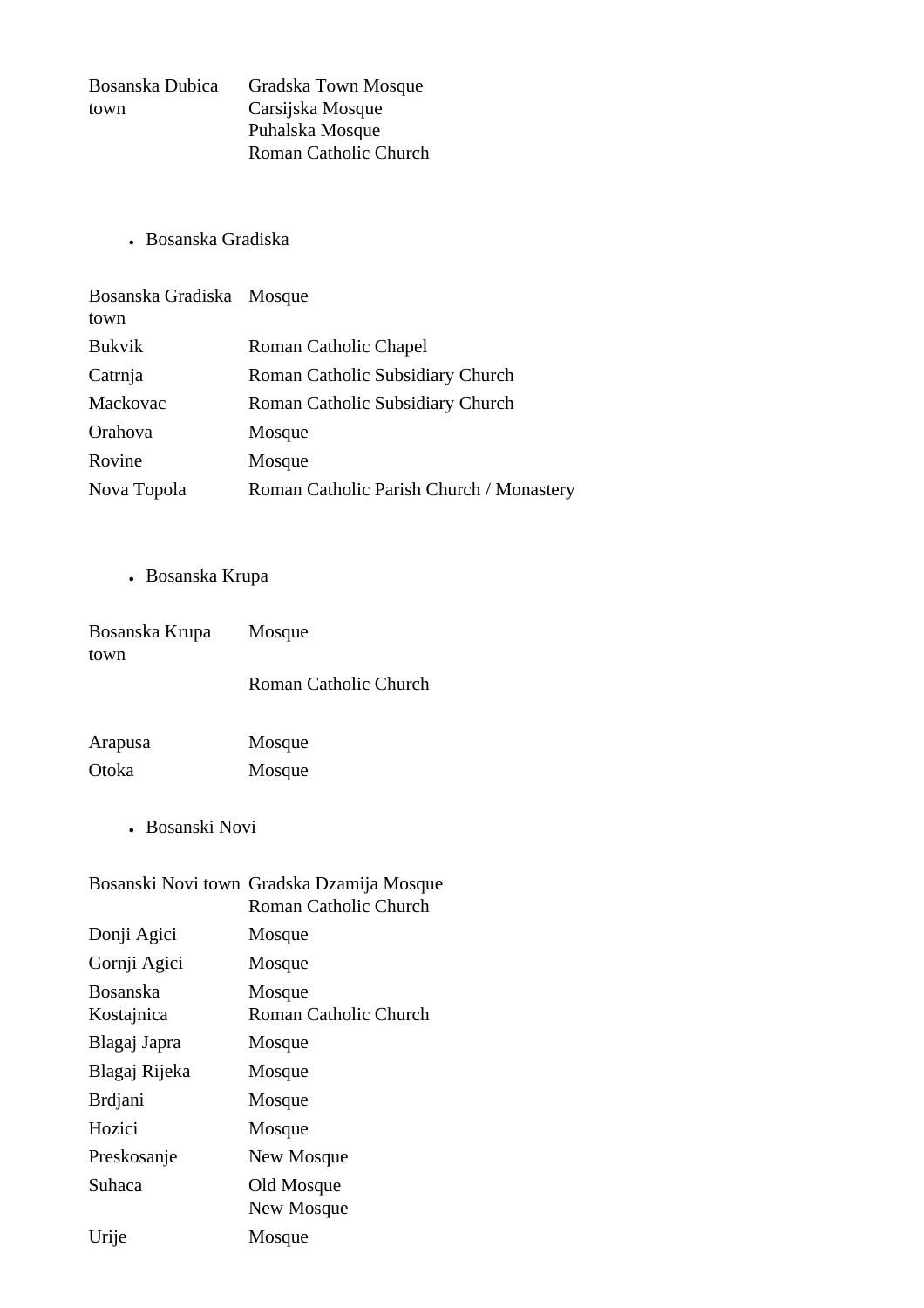| | |
|---|---|
| Bosanska Dubica town | Gradska Town Mosque<br>Carsijska Mosque<br>Puhalska Mosque<br>Roman Catholic Church |

- Bosanska Gradiska

| | |
|---|---|
| Bosanska Gradiska town | Mosque |
| Bukvik | Roman Catholic Chapel |
| Catrnja | Roman Catholic Subsidiary Church |
| Mackovac | Roman Catholic Subsidiary Church |
| Orahova | Mosque |
| Rovine | Mosque |
| Nova Topola | Roman Catholic Parish Church / Monastery |

- Bosanska Krupa

| | |
|---|---|
| Bosanska Krupa town | Mosque |
| | Roman Catholic Church |
| Arapusa | Mosque |
| Otoka | Mosque |

- Bosanski Novi

| | |
|---|---|
| Bosanski Novi town | Gradska Dzamija Mosque<br>Roman Catholic Church |
| Donji Agici | Mosque |
| Gornji Agici | Mosque |
| Bosanska Kostajnica | Mosque<br>Roman Catholic Church |
| Blagaj Japra | Mosque |
| Blagaj Rijeka | Mosque |
| Brdjani | Mosque |
| Hozici | Mosque |
| Preskosanje | New Mosque |
| Suhaca | Old Mosque<br>New Mosque |
| Urije | Mosque |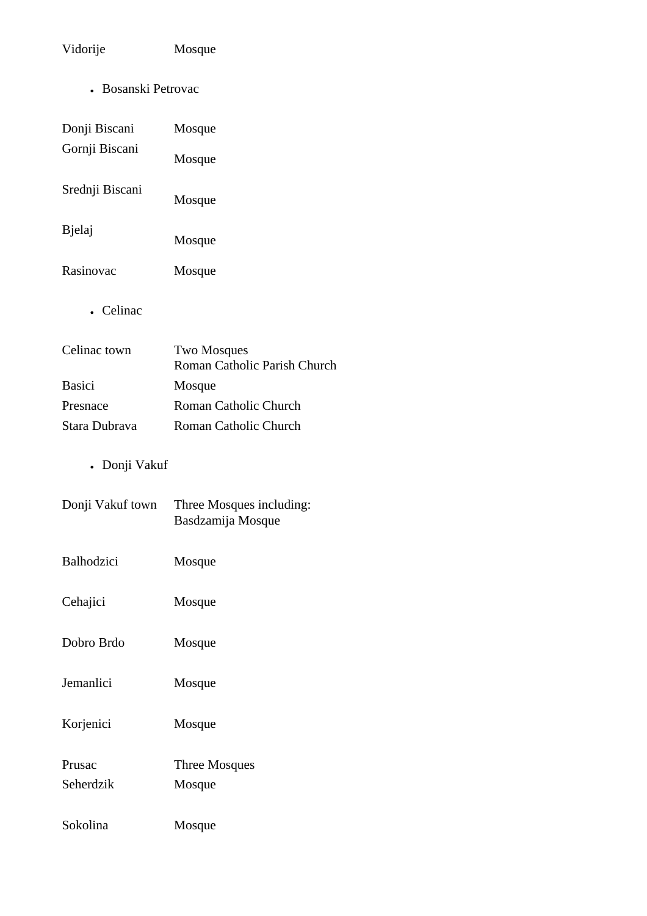| | |
|---|---|
| Vidorije | Mosque |

- Bosanski Petrovac

| | |
|---|---|
| Donji Biscani | Mosque |
| Gornji Biscani | Mosque |
| Srednji Biscani | Mosque |
| Bjelaj | Mosque |
| Rasinovac | Mosque |

- Celinac

| | |
|---|---|
| Celinac town | Two Mosques<br>Roman Catholic Parish Church |
| Basici | Mosque |
| Presnace | Roman Catholic Church |
| Stara Dubrava | Roman Catholic Church |

- Donji Vakuf

| | |
|---|---|
| Donji Vakuf town | Three Mosques including:<br>Basdzamija Mosque |
| Balhodzici | Mosque |
| Cehajici | Mosque |
| Dobro Brdo | Mosque |
| Jemanlici | Mosque |
| Korjenici | Mosque |
| Prusac | Three Mosques |
| Seherdzik | Mosque |
| Sokolina | Mosque |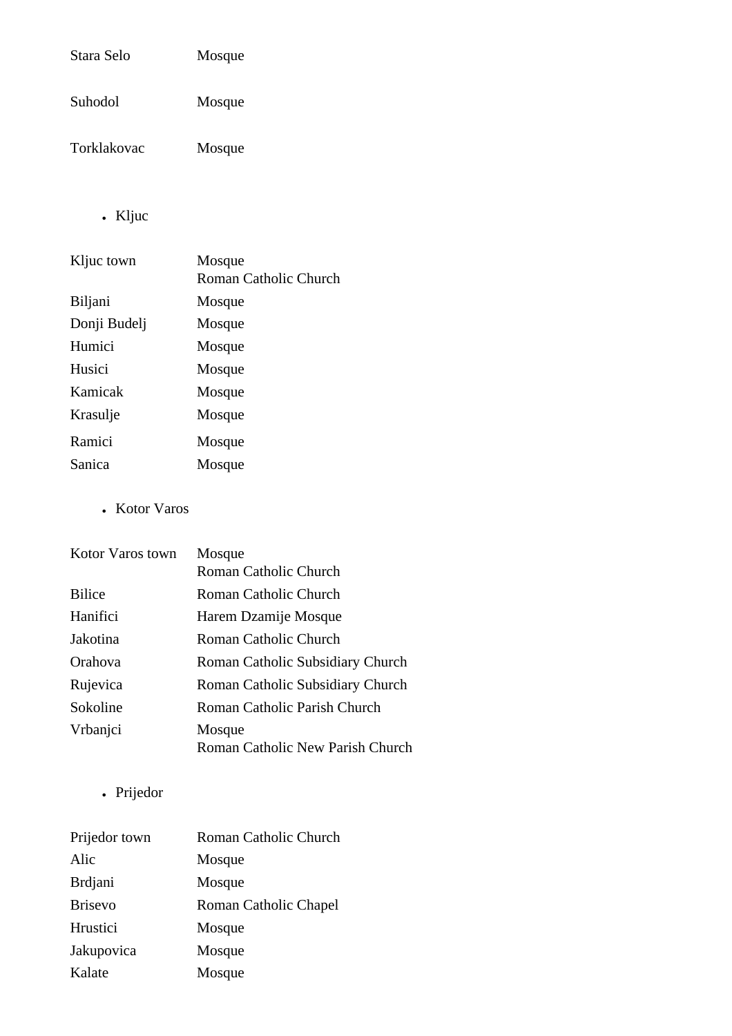| | |
|---|---|
| Stara Selo | Mosque |
| Suhodol | Mosque |
| Torklakovac | Mosque |

- Kljuc

| | |
|---|---|
| Kljuc town | Mosque<br>Roman Catholic Church |
| Biljani | Mosque |
| Donji Budelj | Mosque |
| Humici | Mosque |
| Husici | Mosque |
| Kamicak | Mosque |
| Krasulje | Mosque |
| Ramici | Mosque |
| Sanica | Mosque |

- Kotor Varos

| | |
|---|---|
| Kotor Varos town | Mosque<br>Roman Catholic Church |
| Bilice | Roman Catholic Church |
| Hanifici | Harem Dzamije Mosque |
| Jakotina | Roman Catholic Church |
| Orahova | Roman Catholic Subsidiary Church |
| Rujevica | Roman Catholic Subsidiary Church |
| Sokoline | Roman Catholic Parish Church |
| Vrbanjci | Mosque<br>Roman Catholic New Parish Church |

- Prijedor

| | |
|---|---|
| Prijedor town | Roman Catholic Church |
| Alic | Mosque |
| Brdjani | Mosque |
| Brisevo | Roman Catholic Chapel |
| Hrustici | Mosque |
| Jakupovica | Mosque |
| Kalate | Mosque |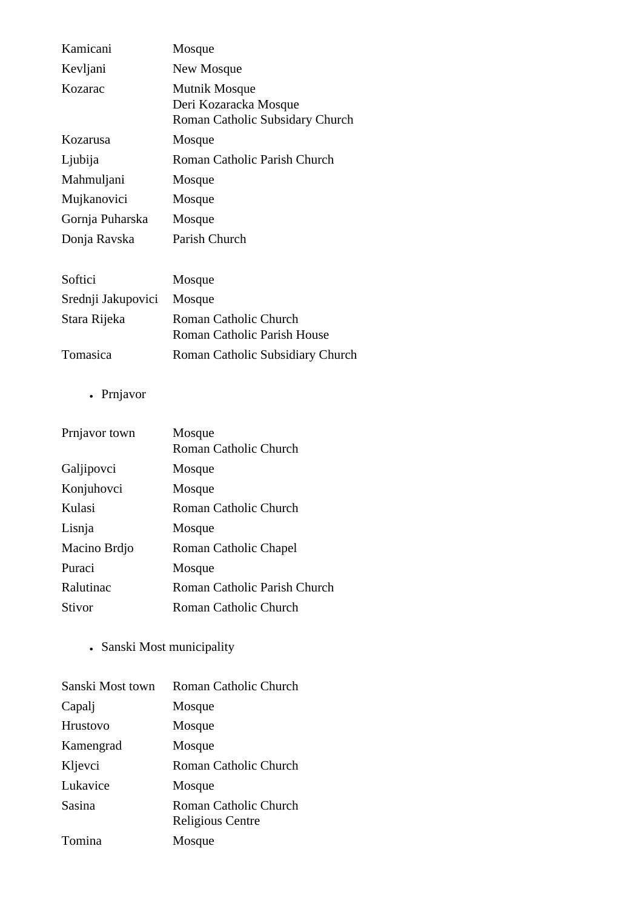| | |
|---|---|
| Kamicani | Mosque |
| Kevljani | New Mosque |
| Kozarac | Mutnik Mosque<br>Deri Kozaracka Mosque<br>Roman Catholic Subsidary Church |
| Kozarusa | Mosque |
| Ljubija | Roman Catholic Parish Church |
| Mahmuljani | Mosque |
| Mujkanovici | Mosque |
| Gornja Puharska | Mosque |
| Donja Ravska | Parish Church |

| | |
|---|---|
| Softici | Mosque |
| Srednji Jakupovici | Mosque |
| Stara Rijeka | Roman Catholic Church<br>Roman Catholic Parish House |
| Tomasica | Roman Catholic Subsidiary Church |

- Prnjavor

| | |
|---|---|
| Prnjavor town | Mosque<br>Roman Catholic Church |
| Galjipovci | Mosque |
| Konjuhovci | Mosque |
| Kulasi | Roman Catholic Church |
| Lisnja | Mosque |
| Macino Brdjo | Roman Catholic Chapel |
| Puraci | Mosque |
| Ralutinac | Roman Catholic Parish Church |
| Stivor | Roman Catholic Church |

- Sanski Most municipality

| | |
|---|---|
| Sanski Most town | Roman Catholic Church |
| Capalj | Mosque |
| Hrustovo | Mosque |
| Kamengrad | Mosque |
| Kljevci | Roman Catholic Church |
| Lukavice | Mosque |
| Sasina | Roman Catholic Church<br>Religious Centre |
| Tomina | Mosque |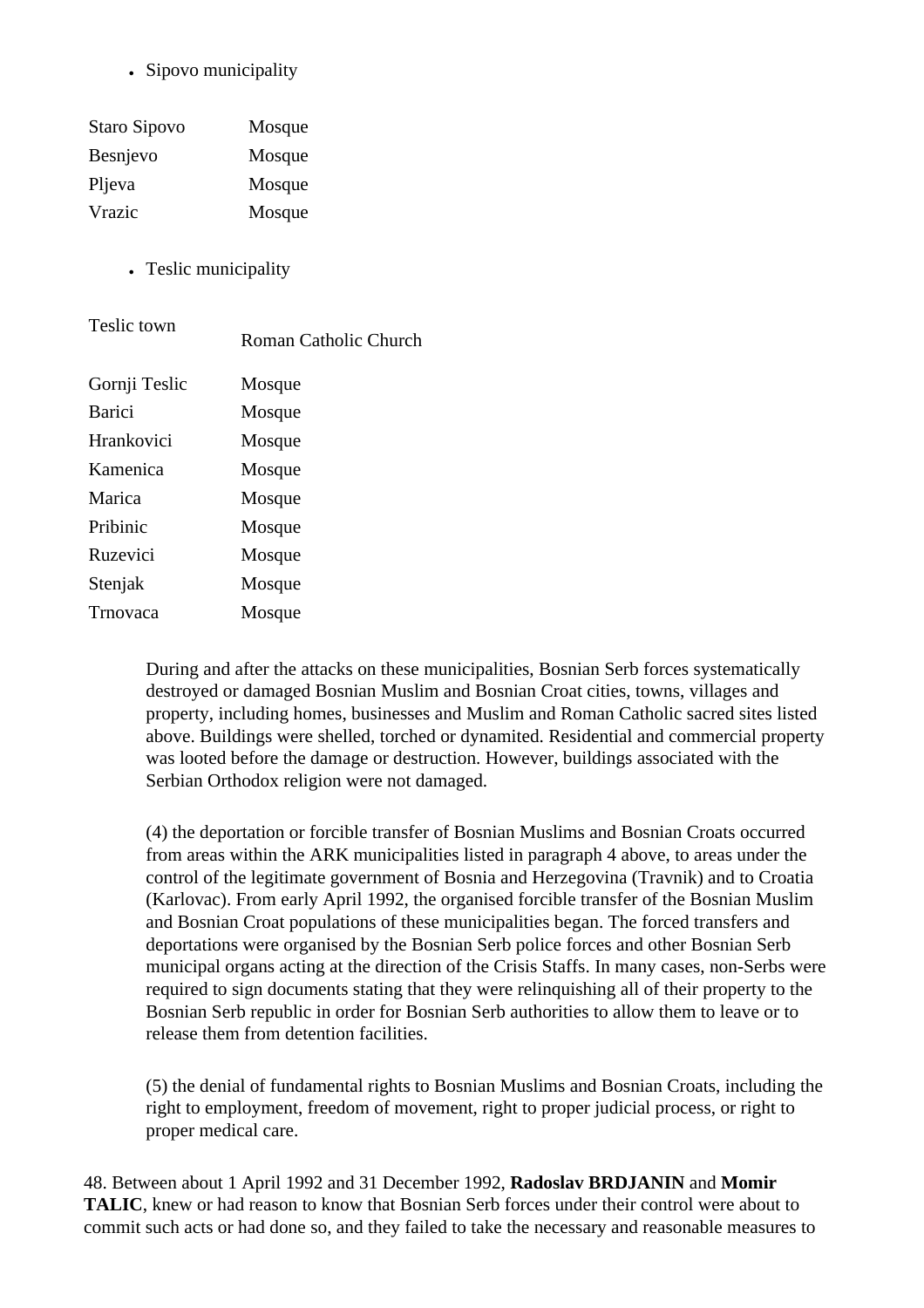- Sipovo municipality

| | |
|---|---|
| Staro Sipovo | Mosque |
| Besnjevo | Mosque |
| Pljeva | Mosque |
| Vrazic | Mosque |

- Teslic municipality

| | |
|---|---|
| Teslic town | Roman Catholic Church |
| Gornji Teslic | Mosque |
| Barici | Mosque |
| Hrankovici | Mosque |
| Kamenica | Mosque |
| Marica | Mosque |
| Pribinic | Mosque |
| Ruzevici | Mosque |
| Stenjak | Mosque |
| Trnovaca | Mosque |

During and after the attacks on these municipalities, Bosnian Serb forces systematically destroyed or damaged Bosnian Muslim and Bosnian Croat cities, towns, villages and property, including homes, businesses and Muslim and Roman Catholic sacred sites listed above. Buildings were shelled, torched or dynamited. Residential and commercial property was looted before the damage or destruction. However, buildings associated with the Serbian Orthodox religion were not damaged.

(4) the deportation or forcible transfer of Bosnian Muslims and Bosnian Croats occurred from areas within the ARK municipalities listed in paragraph 4 above, to areas under the control of the legitimate government of Bosnia and Herzegovina (Travnik) and to Croatia (Karlovac). From early April 1992, the organised forcible transfer of the Bosnian Muslim and Bosnian Croat populations of these municipalities began. The forced transfers and deportations were organised by the Bosnian Serb police forces and other Bosnian Serb municipal organs acting at the direction of the Crisis Staffs. In many cases, non-Serbs were required to sign documents stating that they were relinquishing all of their property to the Bosnian Serb republic in order for Bosnian Serb authorities to allow them to leave or to release them from detention facilities.

(5) the denial of fundamental rights to Bosnian Muslims and Bosnian Croats, including the right to employment, freedom of movement, right to proper judicial process, or right to proper medical care.

48. Between about 1 April 1992 and 31 December 1992, **Radoslav BRDJANIN** and **Momir TALIC**, knew or had reason to know that Bosnian Serb forces under their control were about to commit such acts or had done so, and they failed to take the necessary and reasonable measures to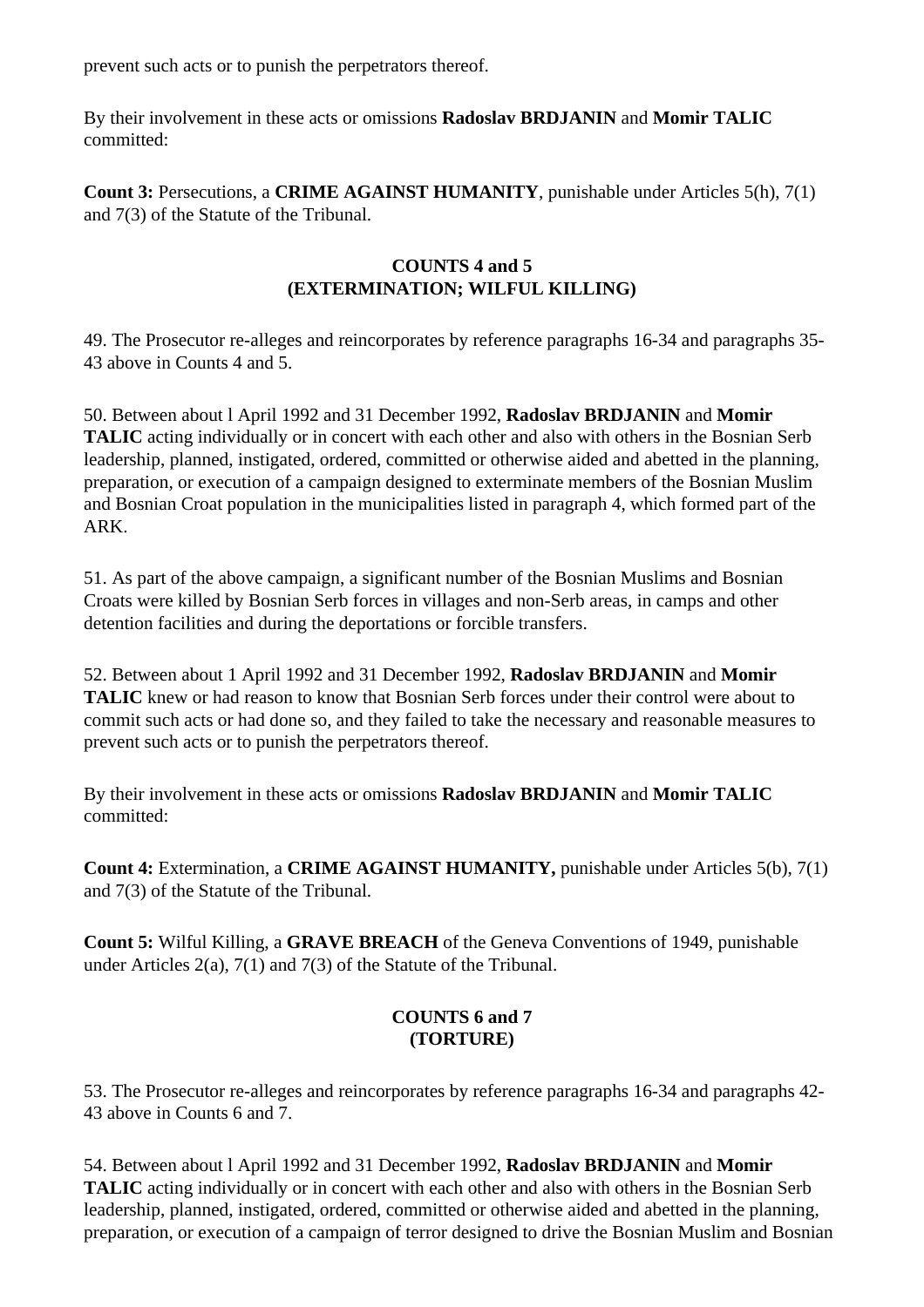prevent such acts or to punish the perpetrators thereof.

By their involvement in these acts or omissions **Radoslav BRDJANIN** and **Momir TALIC** committed:

**Count 3:** Persecutions, a **CRIME AGAINST HUMANITY**, punishable under Articles 5(h), 7(1) and 7(3) of the Statute of the Tribunal.

**COUNTS 4 and 5**
**(EXTERMINATION; WILFUL KILLING)**

49. The Prosecutor re-alleges and reincorporates by reference paragraphs 16-34 and paragraphs 35-43 above in Counts 4 and 5.

50. Between about l April 1992 and 31 December 1992, **Radoslav BRDJANIN** and **Momir TALIC** acting individually or in concert with each other and also with others in the Bosnian Serb leadership, planned, instigated, ordered, committed or otherwise aided and abetted in the planning, preparation, or execution of a campaign designed to exterminate members of the Bosnian Muslim and Bosnian Croat population in the municipalities listed in paragraph 4, which formed part of the ARK.

51. As part of the above campaign, a significant number of the Bosnian Muslims and Bosnian Croats were killed by Bosnian Serb forces in villages and non-Serb areas, in camps and other detention facilities and during the deportations or forcible transfers.

52. Between about 1 April 1992 and 31 December 1992, **Radoslav BRDJANIN** and **Momir TALIC** knew or had reason to know that Bosnian Serb forces under their control were about to commit such acts or had done so, and they failed to take the necessary and reasonable measures to prevent such acts or to punish the perpetrators thereof.

By their involvement in these acts or omissions **Radoslav BRDJANIN** and **Momir TALIC** committed:

**Count 4:** Extermination, a **CRIME AGAINST HUMANITY,** punishable under Articles 5(b), 7(1) and 7(3) of the Statute of the Tribunal.

**Count 5:** Wilful Killing, a **GRAVE BREACH** of the Geneva Conventions of 1949, punishable under Articles 2(a), 7(1) and 7(3) of the Statute of the Tribunal.

**COUNTS 6 and 7**
**(TORTURE)**

53. The Prosecutor re-alleges and reincorporates by reference paragraphs 16-34 and paragraphs 42-43 above in Counts 6 and 7.

54. Between about l April 1992 and 31 December 1992, **Radoslav BRDJANIN** and **Momir TALIC** acting individually or in concert with each other and also with others in the Bosnian Serb leadership, planned, instigated, ordered, committed or otherwise aided and abetted in the planning, preparation, or execution of a campaign of terror designed to drive the Bosnian Muslim and Bosnian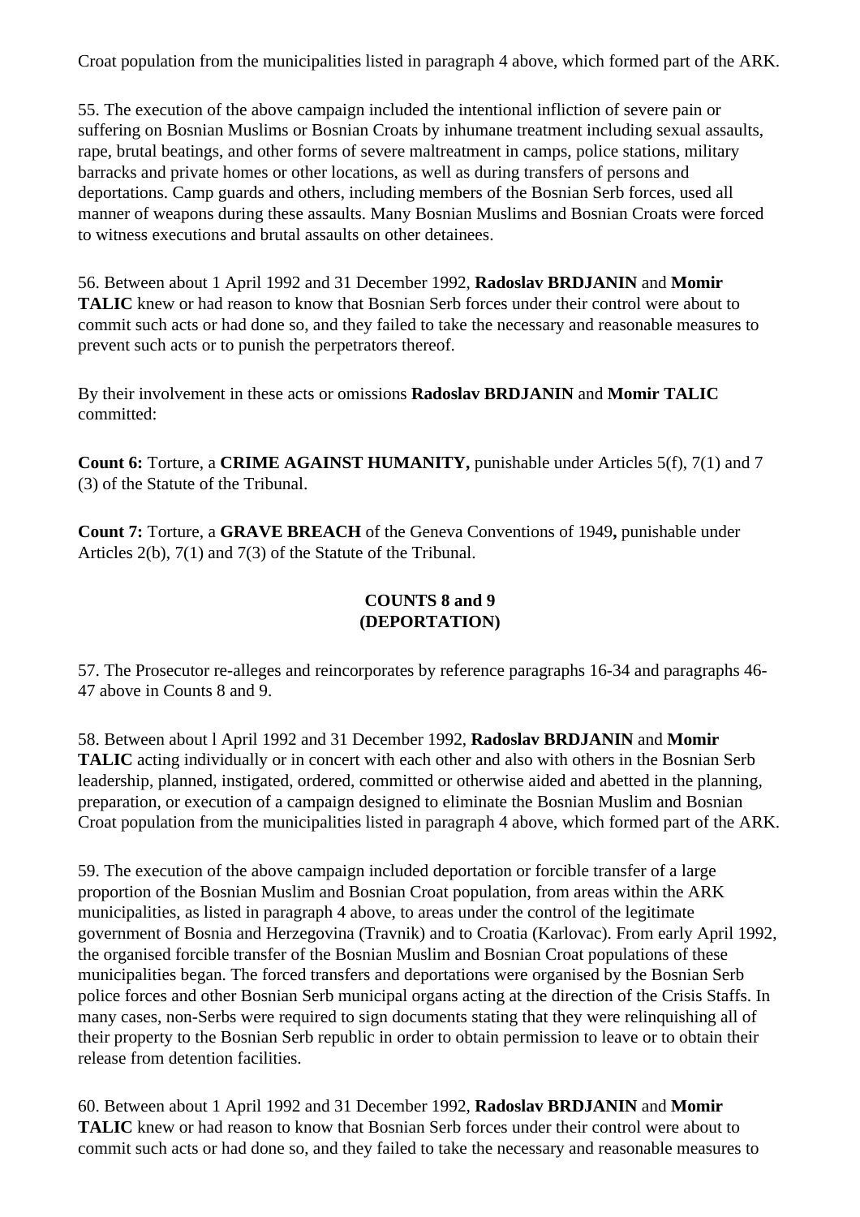Croat population from the municipalities listed in paragraph 4 above, which formed part of the ARK.

55. The execution of the above campaign included the intentional infliction of severe pain or suffering on Bosnian Muslims or Bosnian Croats by inhumane treatment including sexual assaults, rape, brutal beatings, and other forms of severe maltreatment in camps, police stations, military barracks and private homes or other locations, as well as during transfers of persons and deportations. Camp guards and others, including members of the Bosnian Serb forces, used all manner of weapons during these assaults. Many Bosnian Muslims and Bosnian Croats were forced to witness executions and brutal assaults on other detainees.

56. Between about 1 April 1992 and 31 December 1992, **Radoslav BRDJANIN** and **Momir TALIC** knew or had reason to know that Bosnian Serb forces under their control were about to commit such acts or had done so, and they failed to take the necessary and reasonable measures to prevent such acts or to punish the perpetrators thereof.

By their involvement in these acts or omissions **Radoslav BRDJANIN** and **Momir TALIC** committed:

**Count 6:** Torture, a **CRIME AGAINST HUMANITY,** punishable under Articles 5(f), 7(1) and 7 (3) of the Statute of the Tribunal.

**Count 7:** Torture, a **GRAVE BREACH** of the Geneva Conventions of 1949**,** punishable under Articles 2(b), 7(1) and 7(3) of the Statute of the Tribunal.

### COUNTS 8 and 9
### (DEPORTATION)

57. The Prosecutor re-alleges and reincorporates by reference paragraphs 16-34 and paragraphs 46-47 above in Counts 8 and 9.

58. Between about l April 1992 and 31 December 1992, **Radoslav BRDJANIN** and **Momir TALIC** acting individually or in concert with each other and also with others in the Bosnian Serb leadership, planned, instigated, ordered, committed or otherwise aided and abetted in the planning, preparation, or execution of a campaign designed to eliminate the Bosnian Muslim and Bosnian Croat population from the municipalities listed in paragraph 4 above, which formed part of the ARK.

59. The execution of the above campaign included deportation or forcible transfer of a large proportion of the Bosnian Muslim and Bosnian Croat population, from areas within the ARK municipalities, as listed in paragraph 4 above, to areas under the control of the legitimate government of Bosnia and Herzegovina (Travnik) and to Croatia (Karlovac). From early April 1992, the organised forcible transfer of the Bosnian Muslim and Bosnian Croat populations of these municipalities began. The forced transfers and deportations were organised by the Bosnian Serb police forces and other Bosnian Serb municipal organs acting at the direction of the Crisis Staffs. In many cases, non-Serbs were required to sign documents stating that they were relinquishing all of their property to the Bosnian Serb republic in order to obtain permission to leave or to obtain their release from detention facilities.

60. Between about 1 April 1992 and 31 December 1992, **Radoslav BRDJANIN** and **Momir TALIC** knew or had reason to know that Bosnian Serb forces under their control were about to commit such acts or had done so, and they failed to take the necessary and reasonable measures to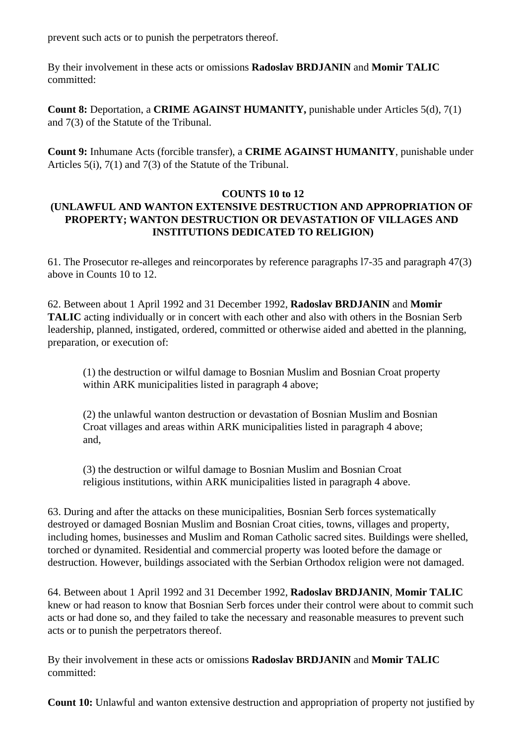prevent such acts or to punish the perpetrators thereof.

By their involvement in these acts or omissions **Radoslav BRDJANIN** and **Momir TALIC** committed:

**Count 8:** Deportation, a **CRIME AGAINST HUMANITY,** punishable under Articles 5(d), 7(1) and 7(3) of the Statute of the Tribunal.

**Count 9:** Inhumane Acts (forcible transfer), a **CRIME AGAINST HUMANITY**, punishable under Articles 5(i), 7(1) and 7(3) of the Statute of the Tribunal.

**COUNTS 10 to 12**
**(UNLAWFUL AND WANTON EXTENSIVE DESTRUCTION AND APPROPRIATION OF PROPERTY; WANTON DESTRUCTION OR DEVASTATION OF VILLAGES AND INSTITUTIONS DEDICATED TO RELIGION)**

61. The Prosecutor re-alleges and reincorporates by reference paragraphs l7-35 and paragraph 47(3) above in Counts 10 to 12.

62. Between about 1 April 1992 and 31 December 1992, **Radoslav BRDJANIN** and **Momir TALIC** acting individually or in concert with each other and also with others in the Bosnian Serb leadership, planned, instigated, ordered, committed or otherwise aided and abetted in the planning, preparation, or execution of:

> (1) the destruction or wilful damage to Bosnian Muslim and Bosnian Croat property within ARK municipalities listed in paragraph 4 above;
>
> (2) the unlawful wanton destruction or devastation of Bosnian Muslim and Bosnian Croat villages and areas within ARK municipalities listed in paragraph 4 above; and,
>
> (3) the destruction or wilful damage to Bosnian Muslim and Bosnian Croat religious institutions, within ARK municipalities listed in paragraph 4 above.

63. During and after the attacks on these municipalities, Bosnian Serb forces systematically destroyed or damaged Bosnian Muslim and Bosnian Croat cities, towns, villages and property, including homes, businesses and Muslim and Roman Catholic sacred sites. Buildings were shelled, torched or dynamited. Residential and commercial property was looted before the damage or destruction. However, buildings associated with the Serbian Orthodox religion were not damaged.

64. Between about 1 April 1992 and 31 December 1992, **Radoslav BRDJANIN**, **Momir TALIC** knew or had reason to know that Bosnian Serb forces under their control were about to commit such acts or had done so, and they failed to take the necessary and reasonable measures to prevent such acts or to punish the perpetrators thereof.

By their involvement in these acts or omissions **Radoslav BRDJANIN** and **Momir TALIC** committed:

**Count 10:** Unlawful and wanton extensive destruction and appropriation of property not justified by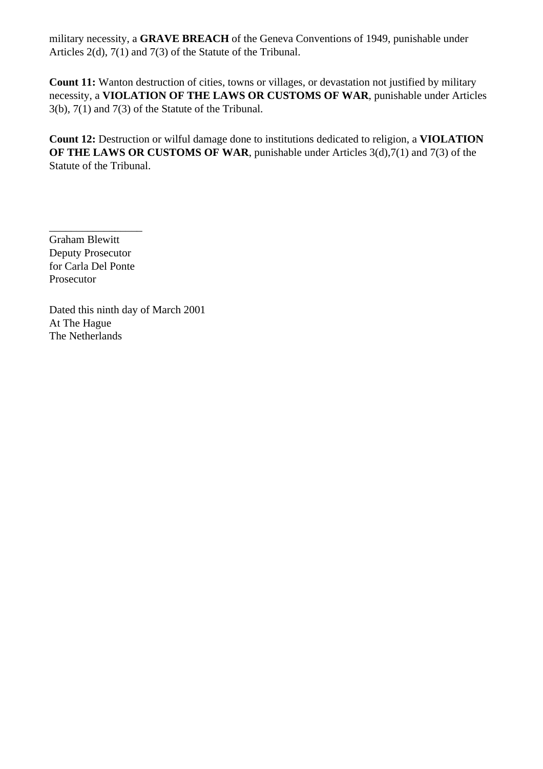military necessity, a **GRAVE BREACH** of the Geneva Conventions of 1949, punishable under Articles 2(d), 7(1) and 7(3) of the Statute of the Tribunal.

**Count 11:** Wanton destruction of cities, towns or villages, or devastation not justified by military necessity, a **VIOLATION OF THE LAWS OR CUSTOMS OF WAR**, punishable under Articles 3(b), 7(1) and 7(3) of the Statute of the Tribunal.

**Count 12:** Destruction or wilful damage done to institutions dedicated to religion, a **VIOLATION OF THE LAWS OR CUSTOMS OF WAR**, punishable under Articles 3(d),7(1) and 7(3) of the Statute of the Tribunal.

_________________

Graham Blewitt
Deputy Prosecutor
for Carla Del Ponte
Prosecutor

Dated this ninth day of March 2001
At The Hague
The Netherlands